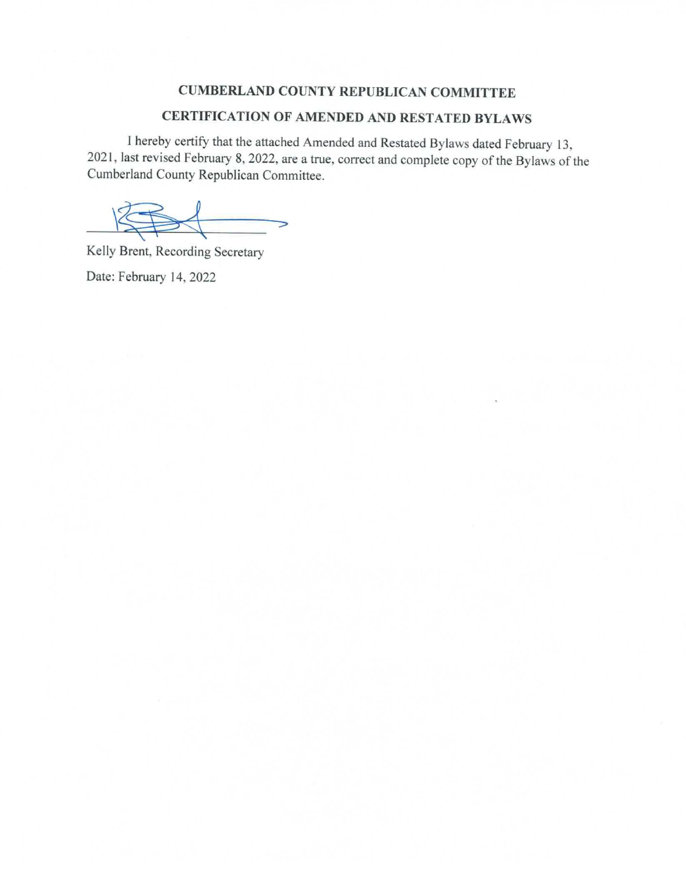# CUMBERLAND COUNTY REPUBLICAN COMMITTEE

## CERTIFICATION OF AMENDED AND RESTATED BYLAWS

I hereby certify that the attached Amended and Restated Bylaws dated February 13, 2021, last revised February 8, 2022, are a true, correct and complete copy of the Bylaws of the Cumberland County Republican Committee.

Kelly Brent, Recording Secretary

Date: February 14, 2022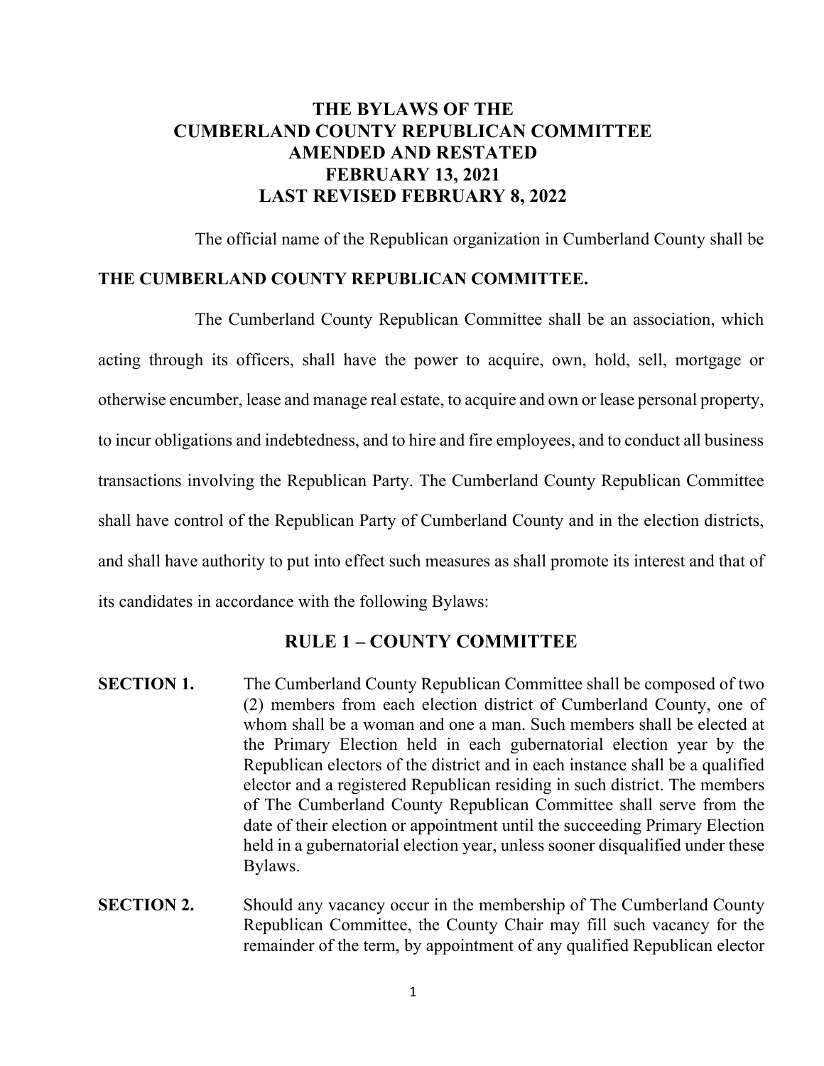# THE BYLAWS OF THE CUMBERLAND COUNTY REPUBLICAN COMMITTEE AMENDED AND RESTATED FEBRUARY 13, 2021 LAST REVISED FEBRUARY 8, 2022

The official name of the Republican organization in Cumberland County shall be **THE CUMBERLAND COUNTY REPUBLICAN COMMITTEE.**

The Cumberland County Republican Committee shall be an association, which acting through its officers, shall have the power to acquire, own, hold, sell, mortgage or otherwise encumber, lease and manage real estate, to acquire and own or lease personal property, to incur obligations and indebtedness, and to hire and fire employees, and to conduct all business transactions involving the Republican Party. The Cumberland County Republican Committee shall have control of the Republican Party of Cumberland County and in the election districts, and shall have authority to put into effect such measures as shall promote its interest and that of its candidates in accordance with the following Bylaws:

## RULE 1 – COUNTY COMMITTEE

**SECTION 1.** The Cumberland County Republican Committee shall be composed of two (2) members from each election district of Cumberland County, one of whom shall be a woman and one a man. Such members shall be elected at the Primary Election held in each gubernatorial election year by the Republican electors of the district and in each instance shall be a qualified elector and a registered Republican residing in such district. The members of The Cumberland County Republican Committee shall serve from the date of their election or appointment until the succeeding Primary Election held in a gubernatorial election year, unless sooner disqualified under these Bylaws.

**SECTION 2.** Should any vacancy occur in the membership of The Cumberland County Republican Committee, the County Chair may fill such vacancy for the remainder of the term, by appointment of any qualified Republican elector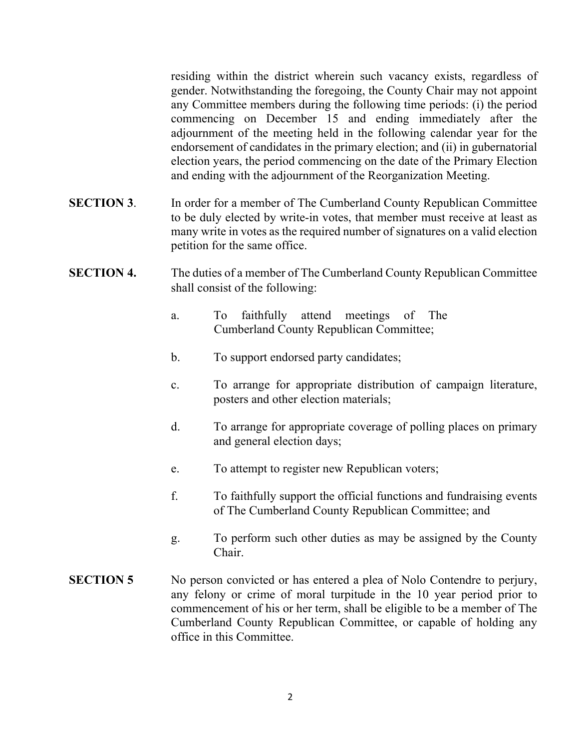residing within the district wherein such vacancy exists, regardless of gender. Notwithstanding the foregoing, the County Chair may not appoint any Committee members during the following time periods: (i) the period commencing on December 15 and ending immediately after the adjournment of the meeting held in the following calendar year for the endorsement of candidates in the primary election; and (ii) in gubernatorial election years, the period commencing on the date of the Primary Election and ending with the adjournment of the Reorganization Meeting.

**SECTION 3**. In order for a member of The Cumberland County Republican Committee to be duly elected by write-in votes, that member must receive at least as many write in votes as the required number of signatures on a valid election petition for the same office.

**SECTION 4.** The duties of a member of The Cumberland County Republican Committee shall consist of the following:

a. To faithfully attend meetings of The Cumberland County Republican Committee;

b. To support endorsed party candidates;

c. To arrange for appropriate distribution of campaign literature, posters and other election materials;

d. To arrange for appropriate coverage of polling places on primary and general election days;

e. To attempt to register new Republican voters;

f. To faithfully support the official functions and fundraising events of The Cumberland County Republican Committee; and

g. To perform such other duties as may be assigned by the County Chair.

**SECTION 5** No person convicted or has entered a plea of Nolo Contendre to perjury, any felony or crime of moral turpitude in the 10 year period prior to commencement of his or her term, shall be eligible to be a member of The Cumberland County Republican Committee, or capable of holding any office in this Committee.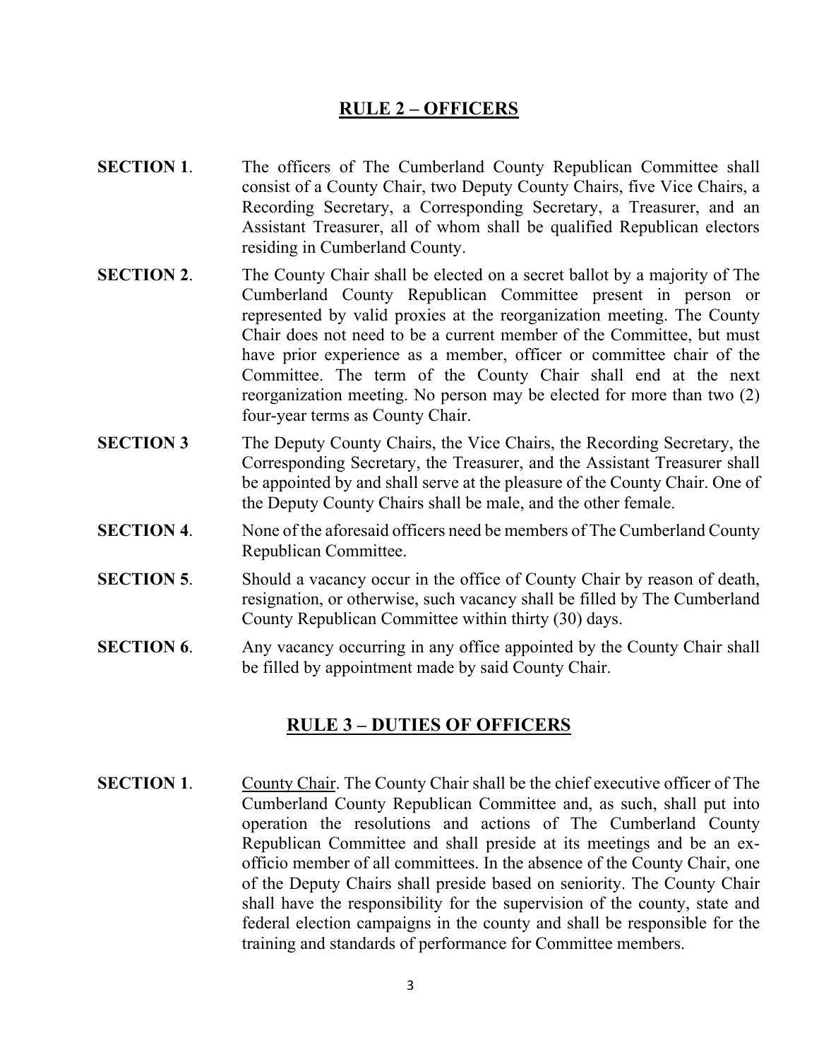## RULE 2 – OFFICERS

**SECTION 1**. The officers of The Cumberland County Republican Committee shall consist of a County Chair, two Deputy County Chairs, five Vice Chairs, a Recording Secretary, a Corresponding Secretary, a Treasurer, and an Assistant Treasurer, all of whom shall be qualified Republican electors residing in Cumberland County.

**SECTION 2**. The County Chair shall be elected on a secret ballot by a majority of The Cumberland County Republican Committee present in person or represented by valid proxies at the reorganization meeting. The County Chair does not need to be a current member of the Committee, but must have prior experience as a member, officer or committee chair of the Committee. The term of the County Chair shall end at the next reorganization meeting. No person may be elected for more than two (2) four-year terms as County Chair.

**SECTION 3** The Deputy County Chairs, the Vice Chairs, the Recording Secretary, the Corresponding Secretary, the Treasurer, and the Assistant Treasurer shall be appointed by and shall serve at the pleasure of the County Chair. One of the Deputy County Chairs shall be male, and the other female.

**SECTION 4**. None of the aforesaid officers need be members of The Cumberland County Republican Committee.

**SECTION 5**. Should a vacancy occur in the office of County Chair by reason of death, resignation, or otherwise, such vacancy shall be filled by The Cumberland County Republican Committee within thirty (30) days.

**SECTION 6**. Any vacancy occurring in any office appointed by the County Chair shall be filled by appointment made by said County Chair.

## RULE 3 – DUTIES OF OFFICERS

**SECTION 1**. <u>County Chair</u>. The County Chair shall be the chief executive officer of The Cumberland County Republican Committee and, as such, shall put into operation the resolutions and actions of The Cumberland County Republican Committee and shall preside at its meetings and be an ex-officio member of all committees. In the absence of the County Chair, one of the Deputy Chairs shall preside based on seniority. The County Chair shall have the responsibility for the supervision of the county, state and federal election campaigns in the county and shall be responsible for the training and standards of performance for Committee members.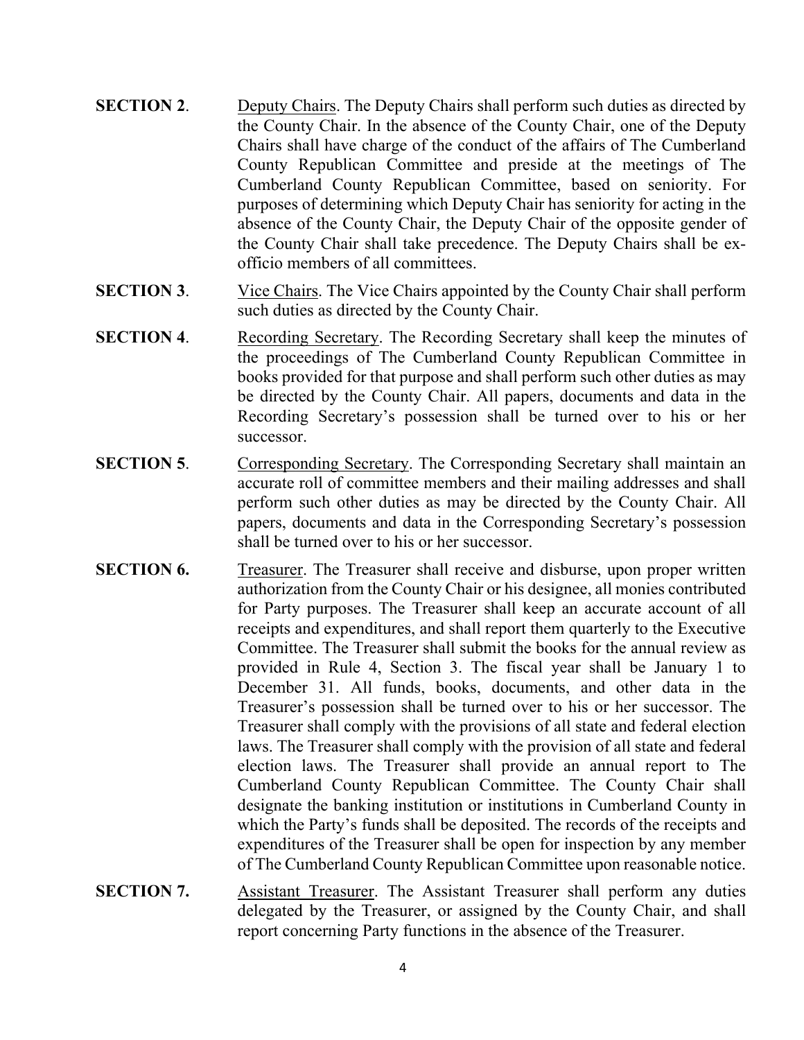**SECTION 2**. Deputy Chairs. The Deputy Chairs shall perform such duties as directed by the County Chair. In the absence of the County Chair, one of the Deputy Chairs shall have charge of the conduct of the affairs of The Cumberland County Republican Committee and preside at the meetings of The Cumberland County Republican Committee, based on seniority. For purposes of determining which Deputy Chair has seniority for acting in the absence of the County Chair, the Deputy Chair of the opposite gender of the County Chair shall take precedence. The Deputy Chairs shall be ex-officio members of all committees.

**SECTION 3**. Vice Chairs. The Vice Chairs appointed by the County Chair shall perform such duties as directed by the County Chair.

**SECTION 4**. Recording Secretary. The Recording Secretary shall keep the minutes of the proceedings of The Cumberland County Republican Committee in books provided for that purpose and shall perform such other duties as may be directed by the County Chair. All papers, documents and data in the Recording Secretary's possession shall be turned over to his or her successor.

**SECTION 5**. Corresponding Secretary. The Corresponding Secretary shall maintain an accurate roll of committee members and their mailing addresses and shall perform such other duties as may be directed by the County Chair. All papers, documents and data in the Corresponding Secretary's possession shall be turned over to his or her successor.

**SECTION 6.** Treasurer. The Treasurer shall receive and disburse, upon proper written authorization from the County Chair or his designee, all monies contributed for Party purposes. The Treasurer shall keep an accurate account of all receipts and expenditures, and shall report them quarterly to the Executive Committee. The Treasurer shall submit the books for the annual review as provided in Rule 4, Section 3. The fiscal year shall be January 1 to December 31. All funds, books, documents, and other data in the Treasurer's possession shall be turned over to his or her successor. The Treasurer shall comply with the provisions of all state and federal election laws. The Treasurer shall comply with the provision of all state and federal election laws. The Treasurer shall provide an annual report to The Cumberland County Republican Committee. The County Chair shall designate the banking institution or institutions in Cumberland County in which the Party's funds shall be deposited. The records of the receipts and expenditures of the Treasurer shall be open for inspection by any member of The Cumberland County Republican Committee upon reasonable notice.

**SECTION 7.** Assistant Treasurer. The Assistant Treasurer shall perform any duties delegated by the Treasurer, or assigned by the County Chair, and shall report concerning Party functions in the absence of the Treasurer.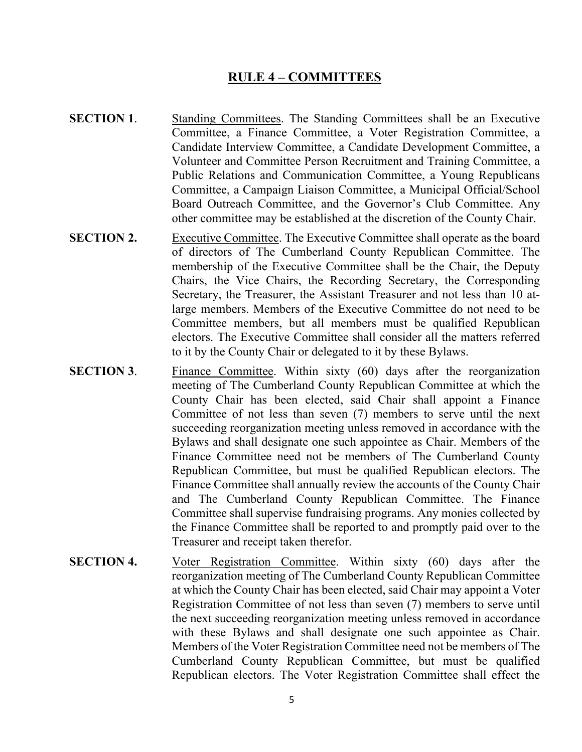## RULE 4 – COMMITTEES

**SECTION 1**. Standing Committees. The Standing Committees shall be an Executive Committee, a Finance Committee, a Voter Registration Committee, a Candidate Interview Committee, a Candidate Development Committee, a Volunteer and Committee Person Recruitment and Training Committee, a Public Relations and Communication Committee, a Young Republicans Committee, a Campaign Liaison Committee, a Municipal Official/School Board Outreach Committee, and the Governor's Club Committee. Any other committee may be established at the discretion of the County Chair.

**SECTION 2.** Executive Committee. The Executive Committee shall operate as the board of directors of The Cumberland County Republican Committee. The membership of the Executive Committee shall be the Chair, the Deputy Chairs, the Vice Chairs, the Recording Secretary, the Corresponding Secretary, the Treasurer, the Assistant Treasurer and not less than 10 at-large members. Members of the Executive Committee do not need to be Committee members, but all members must be qualified Republican electors. The Executive Committee shall consider all the matters referred to it by the County Chair or delegated to it by these Bylaws.

**SECTION 3**. Finance Committee. Within sixty (60) days after the reorganization meeting of The Cumberland County Republican Committee at which the County Chair has been elected, said Chair shall appoint a Finance Committee of not less than seven (7) members to serve until the next succeeding reorganization meeting unless removed in accordance with the Bylaws and shall designate one such appointee as Chair. Members of the Finance Committee need not be members of The Cumberland County Republican Committee, but must be qualified Republican electors. The Finance Committee shall annually review the accounts of the County Chair and The Cumberland County Republican Committee. The Finance Committee shall supervise fundraising programs. Any monies collected by the Finance Committee shall be reported to and promptly paid over to the Treasurer and receipt taken therefor.

**SECTION 4.** Voter Registration Committee. Within sixty (60) days after the reorganization meeting of The Cumberland County Republican Committee at which the County Chair has been elected, said Chair may appoint a Voter Registration Committee of not less than seven (7) members to serve until the next succeeding reorganization meeting unless removed in accordance with these Bylaws and shall designate one such appointee as Chair. Members of the Voter Registration Committee need not be members of The Cumberland County Republican Committee, but must be qualified Republican electors. The Voter Registration Committee shall effect the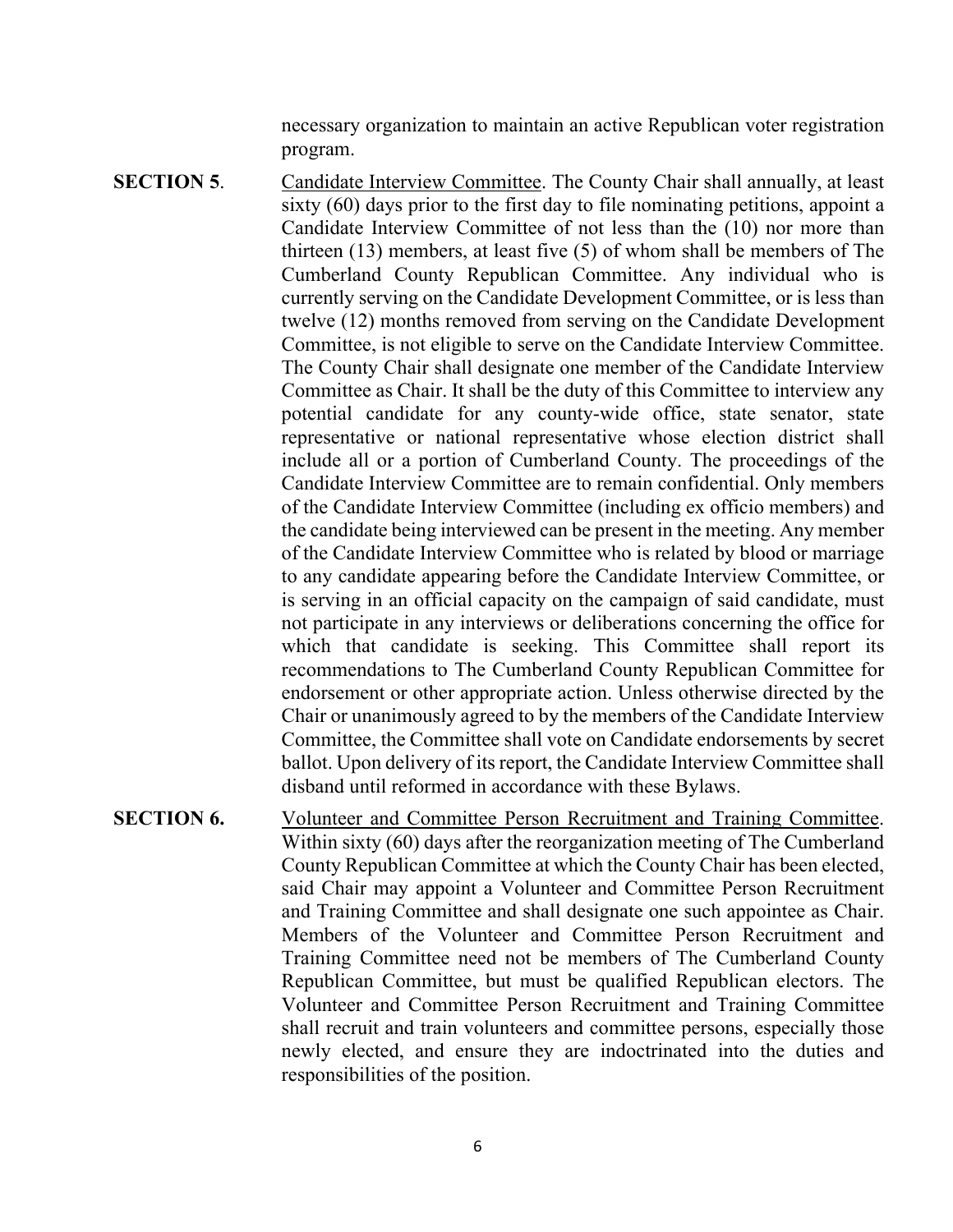necessary organization to maintain an active Republican voter registration program.

**SECTION 5**. Candidate Interview Committee. The County Chair shall annually, at least sixty (60) days prior to the first day to file nominating petitions, appoint a Candidate Interview Committee of not less than the (10) nor more than thirteen (13) members, at least five (5) of whom shall be members of The Cumberland County Republican Committee. Any individual who is currently serving on the Candidate Development Committee, or is less than twelve (12) months removed from serving on the Candidate Development Committee, is not eligible to serve on the Candidate Interview Committee. The County Chair shall designate one member of the Candidate Interview Committee as Chair. It shall be the duty of this Committee to interview any potential candidate for any county-wide office, state senator, state representative or national representative whose election district shall include all or a portion of Cumberland County. The proceedings of the Candidate Interview Committee are to remain confidential. Only members of the Candidate Interview Committee (including ex officio members) and the candidate being interviewed can be present in the meeting. Any member of the Candidate Interview Committee who is related by blood or marriage to any candidate appearing before the Candidate Interview Committee, or is serving in an official capacity on the campaign of said candidate, must not participate in any interviews or deliberations concerning the office for which that candidate is seeking. This Committee shall report its recommendations to The Cumberland County Republican Committee for endorsement or other appropriate action. Unless otherwise directed by the Chair or unanimously agreed to by the members of the Candidate Interview Committee, the Committee shall vote on Candidate endorsements by secret ballot. Upon delivery of its report, the Candidate Interview Committee shall disband until reformed in accordance with these Bylaws.

**SECTION 6.** Volunteer and Committee Person Recruitment and Training Committee. Within sixty (60) days after the reorganization meeting of The Cumberland County Republican Committee at which the County Chair has been elected, said Chair may appoint a Volunteer and Committee Person Recruitment and Training Committee and shall designate one such appointee as Chair. Members of the Volunteer and Committee Person Recruitment and Training Committee need not be members of The Cumberland County Republican Committee, but must be qualified Republican electors. The Volunteer and Committee Person Recruitment and Training Committee shall recruit and train volunteers and committee persons, especially those newly elected, and ensure they are indoctrinated into the duties and responsibilities of the position.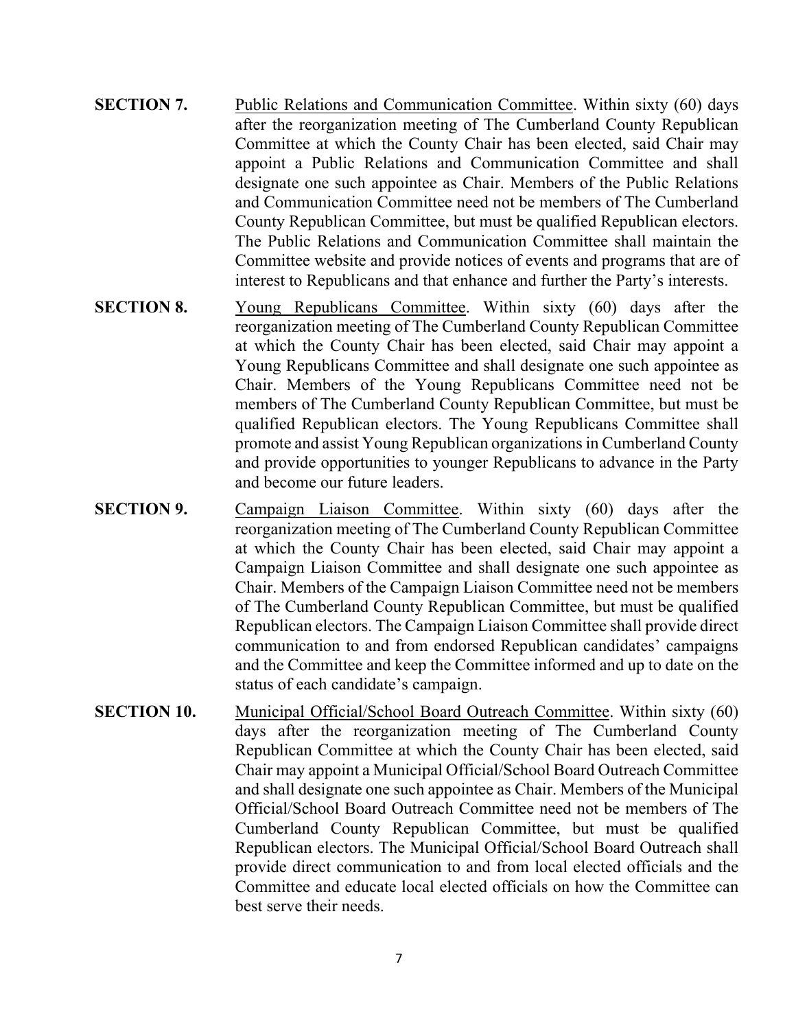**SECTION 7.** <u>Public Relations and Communication Committee</u>. Within sixty (60) days after the reorganization meeting of The Cumberland County Republican Committee at which the County Chair has been elected, said Chair may appoint a Public Relations and Communication Committee and shall designate one such appointee as Chair. Members of the Public Relations and Communication Committee need not be members of The Cumberland County Republican Committee, but must be qualified Republican electors. The Public Relations and Communication Committee shall maintain the Committee website and provide notices of events and programs that are of interest to Republicans and that enhance and further the Party's interests.

**SECTION 8.** <u>Young Republicans Committee</u>. Within sixty (60) days after the reorganization meeting of The Cumberland County Republican Committee at which the County Chair has been elected, said Chair may appoint a Young Republicans Committee and shall designate one such appointee as Chair. Members of the Young Republicans Committee need not be members of The Cumberland County Republican Committee, but must be qualified Republican electors. The Young Republicans Committee shall promote and assist Young Republican organizations in Cumberland County and provide opportunities to younger Republicans to advance in the Party and become our future leaders.

**SECTION 9.** <u>Campaign Liaison Committee</u>. Within sixty (60) days after the reorganization meeting of The Cumberland County Republican Committee at which the County Chair has been elected, said Chair may appoint a Campaign Liaison Committee and shall designate one such appointee as Chair. Members of the Campaign Liaison Committee need not be members of The Cumberland County Republican Committee, but must be qualified Republican electors. The Campaign Liaison Committee shall provide direct communication to and from endorsed Republican candidates' campaigns and the Committee and keep the Committee informed and up to date on the status of each candidate's campaign.

**SECTION 10.** <u>Municipal Official/School Board Outreach Committee</u>. Within sixty (60) days after the reorganization meeting of The Cumberland County Republican Committee at which the County Chair has been elected, said Chair may appoint a Municipal Official/School Board Outreach Committee and shall designate one such appointee as Chair. Members of the Municipal Official/School Board Outreach Committee need not be members of The Cumberland County Republican Committee, but must be qualified Republican electors. The Municipal Official/School Board Outreach shall provide direct communication to and from local elected officials and the Committee and educate local elected officials on how the Committee can best serve their needs.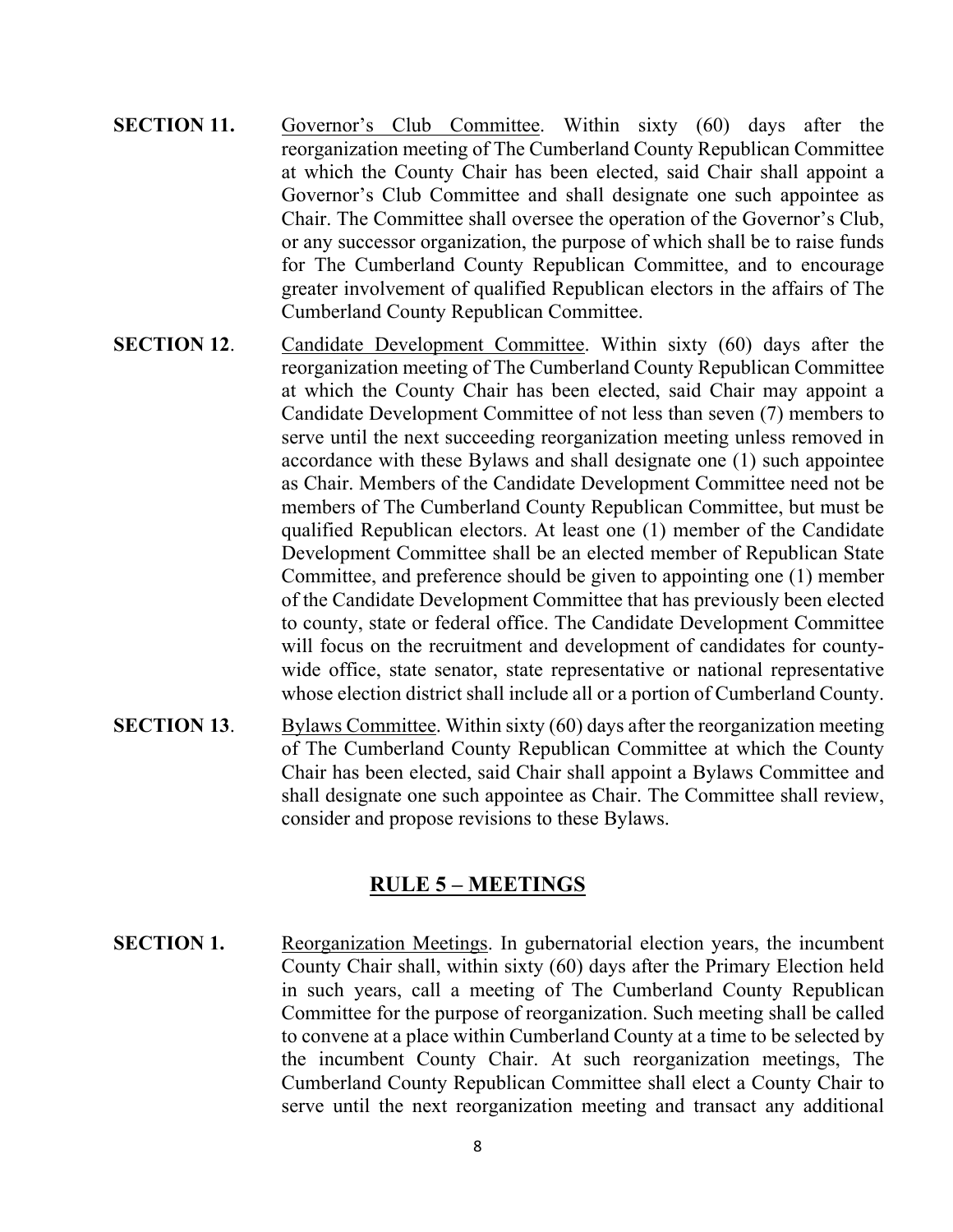**SECTION 11.** Governor's Club Committee. Within sixty (60) days after the reorganization meeting of The Cumberland County Republican Committee at which the County Chair has been elected, said Chair shall appoint a Governor's Club Committee and shall designate one such appointee as Chair. The Committee shall oversee the operation of the Governor's Club, or any successor organization, the purpose of which shall be to raise funds for The Cumberland County Republican Committee, and to encourage greater involvement of qualified Republican electors in the affairs of The Cumberland County Republican Committee.

**SECTION 12**. Candidate Development Committee. Within sixty (60) days after the reorganization meeting of The Cumberland County Republican Committee at which the County Chair has been elected, said Chair may appoint a Candidate Development Committee of not less than seven (7) members to serve until the next succeeding reorganization meeting unless removed in accordance with these Bylaws and shall designate one (1) such appointee as Chair. Members of the Candidate Development Committee need not be members of The Cumberland County Republican Committee, but must be qualified Republican electors. At least one (1) member of the Candidate Development Committee shall be an elected member of Republican State Committee, and preference should be given to appointing one (1) member of the Candidate Development Committee that has previously been elected to county, state or federal office. The Candidate Development Committee will focus on the recruitment and development of candidates for county-wide office, state senator, state representative or national representative whose election district shall include all or a portion of Cumberland County.

**SECTION 13**. Bylaws Committee. Within sixty (60) days after the reorganization meeting of The Cumberland County Republican Committee at which the County Chair has been elected, said Chair shall appoint a Bylaws Committee and shall designate one such appointee as Chair. The Committee shall review, consider and propose revisions to these Bylaws.

## RULE 5 – MEETINGS

**SECTION 1.** Reorganization Meetings. In gubernatorial election years, the incumbent County Chair shall, within sixty (60) days after the Primary Election held in such years, call a meeting of The Cumberland County Republican Committee for the purpose of reorganization. Such meeting shall be called to convene at a place within Cumberland County at a time to be selected by the incumbent County Chair. At such reorganization meetings, The Cumberland County Republican Committee shall elect a County Chair to serve until the next reorganization meeting and transact any additional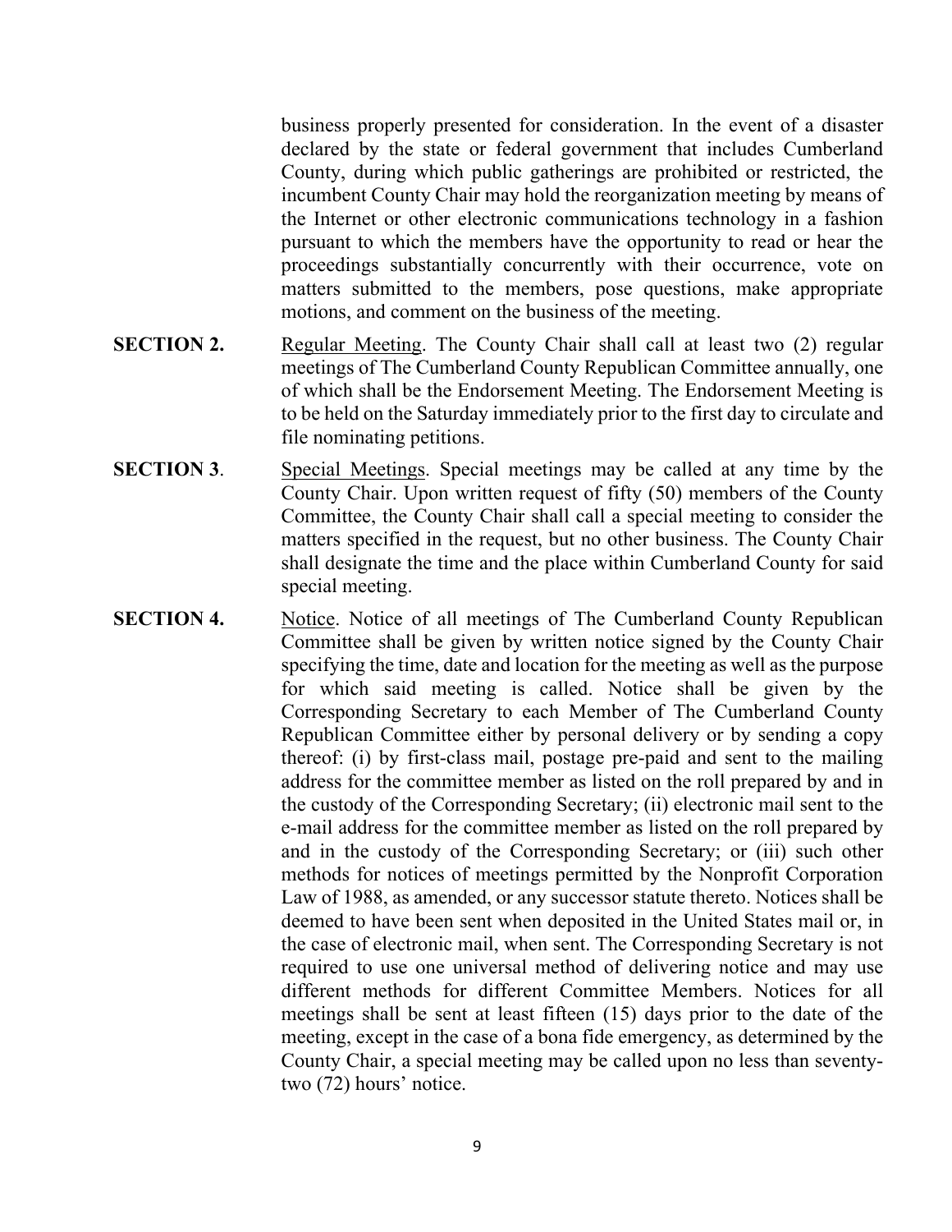business properly presented for consideration. In the event of a disaster declared by the state or federal government that includes Cumberland County, during which public gatherings are prohibited or restricted, the incumbent County Chair may hold the reorganization meeting by means of the Internet or other electronic communications technology in a fashion pursuant to which the members have the opportunity to read or hear the proceedings substantially concurrently with their occurrence, vote on matters submitted to the members, pose questions, make appropriate motions, and comment on the business of the meeting.

**SECTION 2.** <u>Regular Meeting</u>. The County Chair shall call at least two (2) regular meetings of The Cumberland County Republican Committee annually, one of which shall be the Endorsement Meeting. The Endorsement Meeting is to be held on the Saturday immediately prior to the first day to circulate and file nominating petitions.

**SECTION 3**. <u>Special Meetings</u>. Special meetings may be called at any time by the County Chair. Upon written request of fifty (50) members of the County Committee, the County Chair shall call a special meeting to consider the matters specified in the request, but no other business. The County Chair shall designate the time and the place within Cumberland County for said special meeting.

**SECTION 4.** <u>Notice</u>. Notice of all meetings of The Cumberland County Republican Committee shall be given by written notice signed by the County Chair specifying the time, date and location for the meeting as well as the purpose for which said meeting is called. Notice shall be given by the Corresponding Secretary to each Member of The Cumberland County Republican Committee either by personal delivery or by sending a copy thereof: (i) by first-class mail, postage pre-paid and sent to the mailing address for the committee member as listed on the roll prepared by and in the custody of the Corresponding Secretary; (ii) electronic mail sent to the e-mail address for the committee member as listed on the roll prepared by and in the custody of the Corresponding Secretary; or (iii) such other methods for notices of meetings permitted by the Nonprofit Corporation Law of 1988, as amended, or any successor statute thereto. Notices shall be deemed to have been sent when deposited in the United States mail or, in the case of electronic mail, when sent. The Corresponding Secretary is not required to use one universal method of delivering notice and may use different methods for different Committee Members. Notices for all meetings shall be sent at least fifteen (15) days prior to the date of the meeting, except in the case of a bona fide emergency, as determined by the County Chair, a special meeting may be called upon no less than seventy-two (72) hours' notice.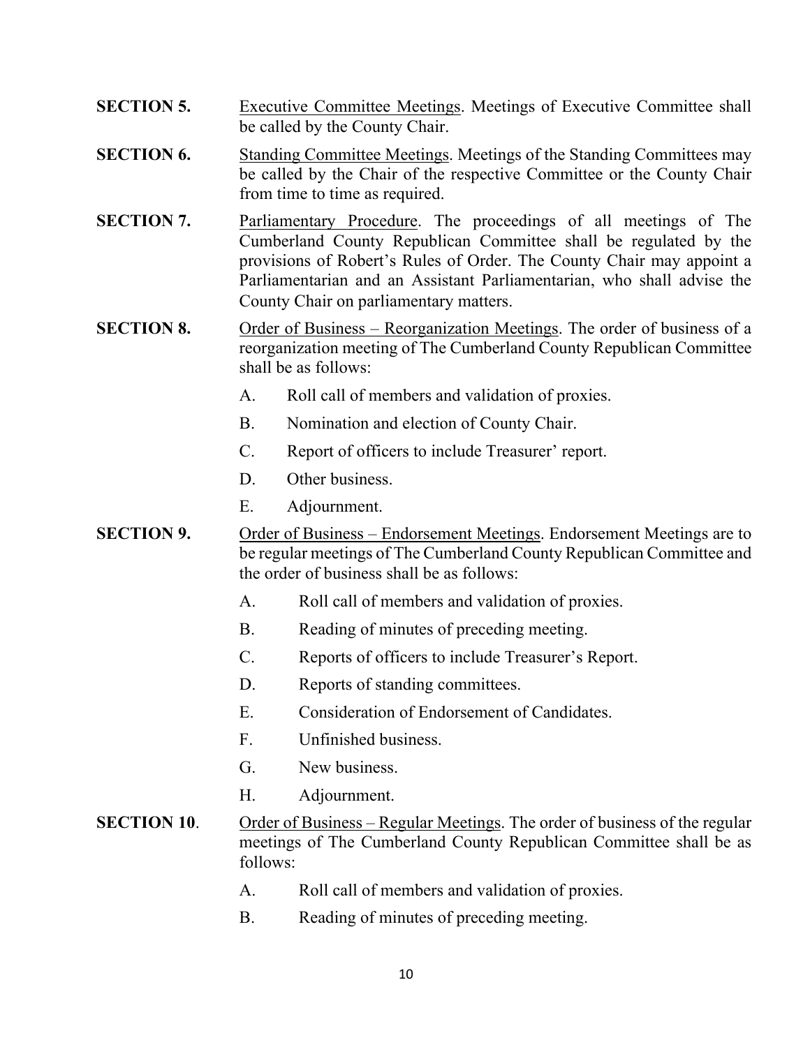**SECTION 5.** Executive Committee Meetings. Meetings of Executive Committee shall be called by the County Chair.

**SECTION 6.** Standing Committee Meetings. Meetings of the Standing Committees may be called by the Chair of the respective Committee or the County Chair from time to time as required.

**SECTION 7.** Parliamentary Procedure. The proceedings of all meetings of The Cumberland County Republican Committee shall be regulated by the provisions of Robert's Rules of Order. The County Chair may appoint a Parliamentarian and an Assistant Parliamentarian, who shall advise the County Chair on parliamentary matters.

**SECTION 8.** Order of Business – Reorganization Meetings. The order of business of a reorganization meeting of The Cumberland County Republican Committee shall be as follows:

A. Roll call of members and validation of proxies.

B. Nomination and election of County Chair.

C. Report of officers to include Treasurer' report.

D. Other business.

E. Adjournment.

**SECTION 9.** Order of Business – Endorsement Meetings. Endorsement Meetings are to be regular meetings of The Cumberland County Republican Committee and the order of business shall be as follows:

A. Roll call of members and validation of proxies.

B. Reading of minutes of preceding meeting.

C. Reports of officers to include Treasurer's Report.

D. Reports of standing committees.

E. Consideration of Endorsement of Candidates.

F. Unfinished business.

G. New business.

H. Adjournment.

**SECTION 10**. Order of Business – Regular Meetings. The order of business of the regular meetings of The Cumberland County Republican Committee shall be as follows:

A. Roll call of members and validation of proxies.

B. Reading of minutes of preceding meeting.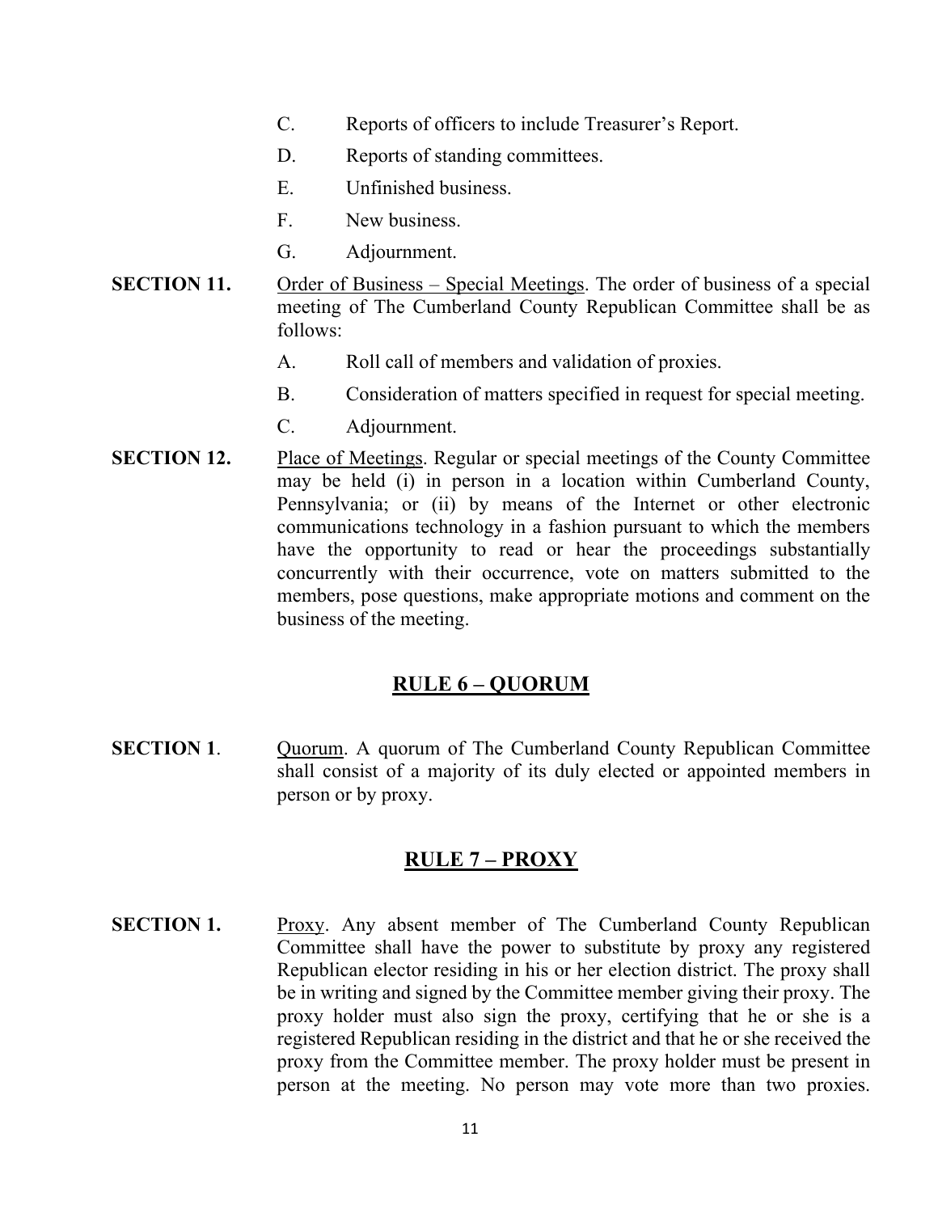C. Reports of officers to include Treasurer's Report.

D. Reports of standing committees.

E. Unfinished business.

F. New business.

G. Adjournment.

**SECTION 11.** Order of Business – Special Meetings. The order of business of a special meeting of The Cumberland County Republican Committee shall be as follows:

A. Roll call of members and validation of proxies.

B. Consideration of matters specified in request for special meeting.

C. Adjournment.

**SECTION 12.** Place of Meetings. Regular or special meetings of the County Committee may be held (i) in person in a location within Cumberland County, Pennsylvania; or (ii) by means of the Internet or other electronic communications technology in a fashion pursuant to which the members have the opportunity to read or hear the proceedings substantially concurrently with their occurrence, vote on matters submitted to the members, pose questions, make appropriate motions and comment on the business of the meeting.

## RULE 6 – QUORUM

**SECTION 1**. Quorum. A quorum of The Cumberland County Republican Committee shall consist of a majority of its duly elected or appointed members in person or by proxy.

## RULE 7 – PROXY

**SECTION 1.** Proxy. Any absent member of The Cumberland County Republican Committee shall have the power to substitute by proxy any registered Republican elector residing in his or her election district. The proxy shall be in writing and signed by the Committee member giving their proxy. The proxy holder must also sign the proxy, certifying that he or she is a registered Republican residing in the district and that he or she received the proxy from the Committee member. The proxy holder must be present in person at the meeting. No person may vote more than two proxies.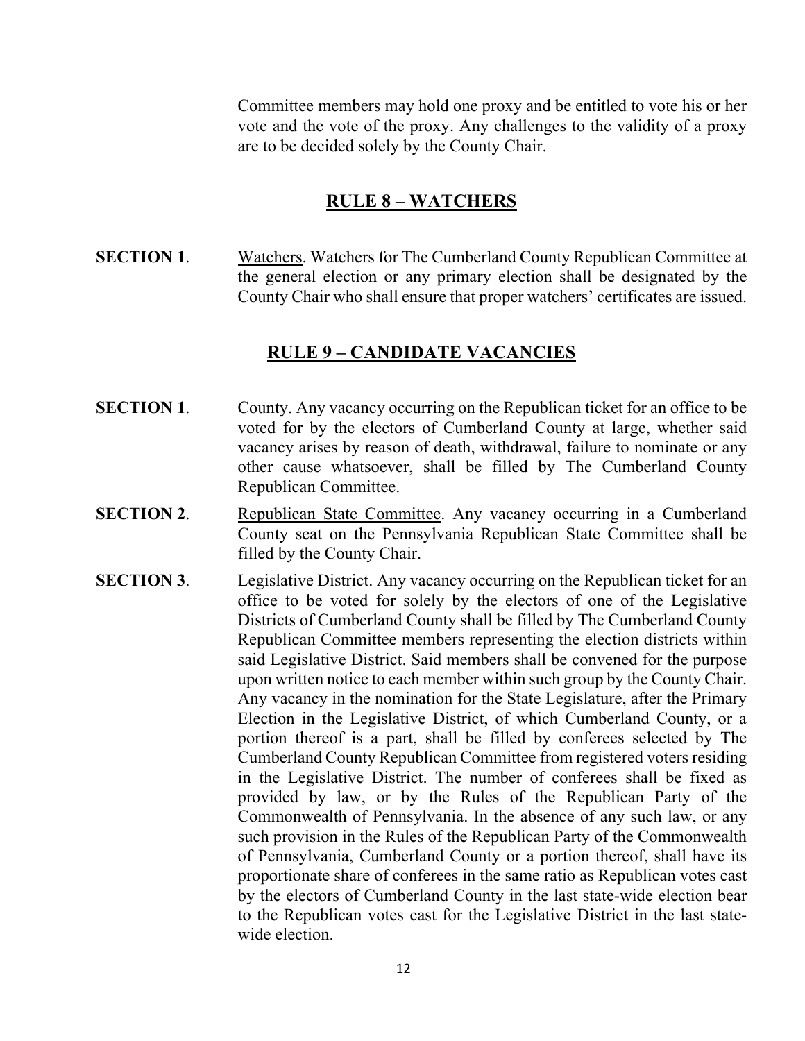Committee members may hold one proxy and be entitled to vote his or her vote and the vote of the proxy. Any challenges to the validity of a proxy are to be decided solely by the County Chair.

## RULE 8 – WATCHERS

**SECTION 1**. Watchers. Watchers for The Cumberland County Republican Committee at the general election or any primary election shall be designated by the County Chair who shall ensure that proper watchers' certificates are issued.

## RULE 9 – CANDIDATE VACANCIES

**SECTION 1**. County. Any vacancy occurring on the Republican ticket for an office to be voted for by the electors of Cumberland County at large, whether said vacancy arises by reason of death, withdrawal, failure to nominate or any other cause whatsoever, shall be filled by The Cumberland County Republican Committee.

**SECTION 2**. Republican State Committee. Any vacancy occurring in a Cumberland County seat on the Pennsylvania Republican State Committee shall be filled by the County Chair.

**SECTION 3**. Legislative District. Any vacancy occurring on the Republican ticket for an office to be voted for solely by the electors of one of the Legislative Districts of Cumberland County shall be filled by The Cumberland County Republican Committee members representing the election districts within said Legislative District. Said members shall be convened for the purpose upon written notice to each member within such group by the County Chair. Any vacancy in the nomination for the State Legislature, after the Primary Election in the Legislative District, of which Cumberland County, or a portion thereof is a part, shall be filled by conferees selected by The Cumberland County Republican Committee from registered voters residing in the Legislative District. The number of conferees shall be fixed as provided by law, or by the Rules of the Republican Party of the Commonwealth of Pennsylvania. In the absence of any such law, or any such provision in the Rules of the Republican Party of the Commonwealth of Pennsylvania, Cumberland County or a portion thereof, shall have its proportionate share of conferees in the same ratio as Republican votes cast by the electors of Cumberland County in the last state-wide election bear to the Republican votes cast for the Legislative District in the last state-wide election.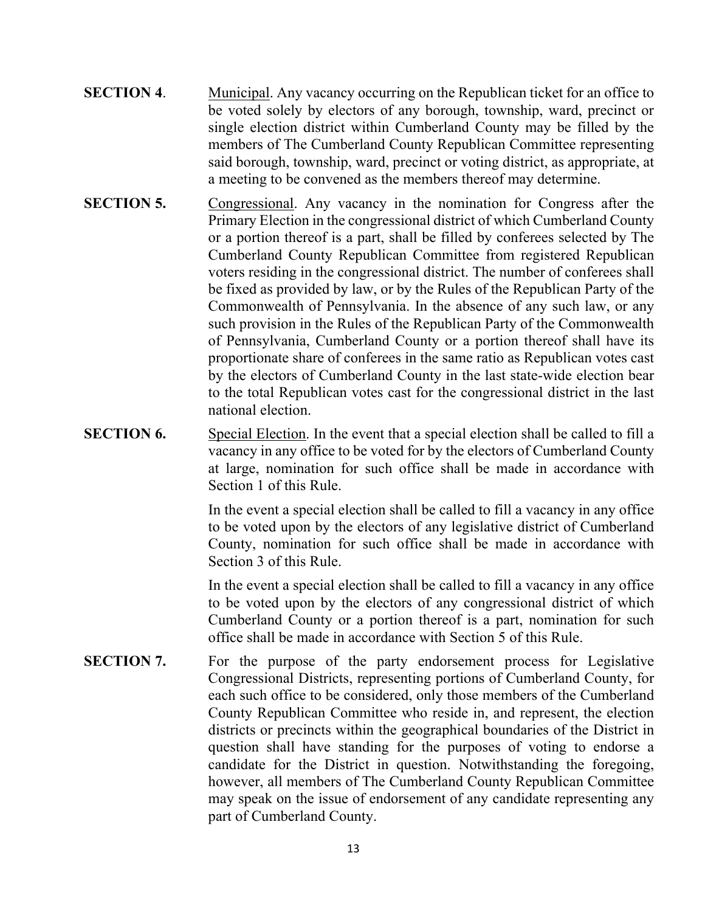**SECTION 4**. Municipal. Any vacancy occurring on the Republican ticket for an office to be voted solely by electors of any borough, township, ward, precinct or single election district within Cumberland County may be filled by the members of The Cumberland County Republican Committee representing said borough, township, ward, precinct or voting district, as appropriate, at a meeting to be convened as the members thereof may determine.

**SECTION 5.** Congressional. Any vacancy in the nomination for Congress after the Primary Election in the congressional district of which Cumberland County or a portion thereof is a part, shall be filled by conferees selected by The Cumberland County Republican Committee from registered Republican voters residing in the congressional district. The number of conferees shall be fixed as provided by law, or by the Rules of the Republican Party of the Commonwealth of Pennsylvania. In the absence of any such law, or any such provision in the Rules of the Republican Party of the Commonwealth of Pennsylvania, Cumberland County or a portion thereof shall have its proportionate share of conferees in the same ratio as Republican votes cast by the electors of Cumberland County in the last state-wide election bear to the total Republican votes cast for the congressional district in the last national election.

**SECTION 6.** Special Election. In the event that a special election shall be called to fill a vacancy in any office to be voted for by the electors of Cumberland County at large, nomination for such office shall be made in accordance with Section 1 of this Rule.

In the event a special election shall be called to fill a vacancy in any office to be voted upon by the electors of any legislative district of Cumberland County, nomination for such office shall be made in accordance with Section 3 of this Rule.

In the event a special election shall be called to fill a vacancy in any office to be voted upon by the electors of any congressional district of which Cumberland County or a portion thereof is a part, nomination for such office shall be made in accordance with Section 5 of this Rule.

**SECTION 7.** For the purpose of the party endorsement process for Legislative Congressional Districts, representing portions of Cumberland County, for each such office to be considered, only those members of the Cumberland County Republican Committee who reside in, and represent, the election districts or precincts within the geographical boundaries of the District in question shall have standing for the purposes of voting to endorse a candidate for the District in question. Notwithstanding the foregoing, however, all members of The Cumberland County Republican Committee may speak on the issue of endorsement of any candidate representing any part of Cumberland County.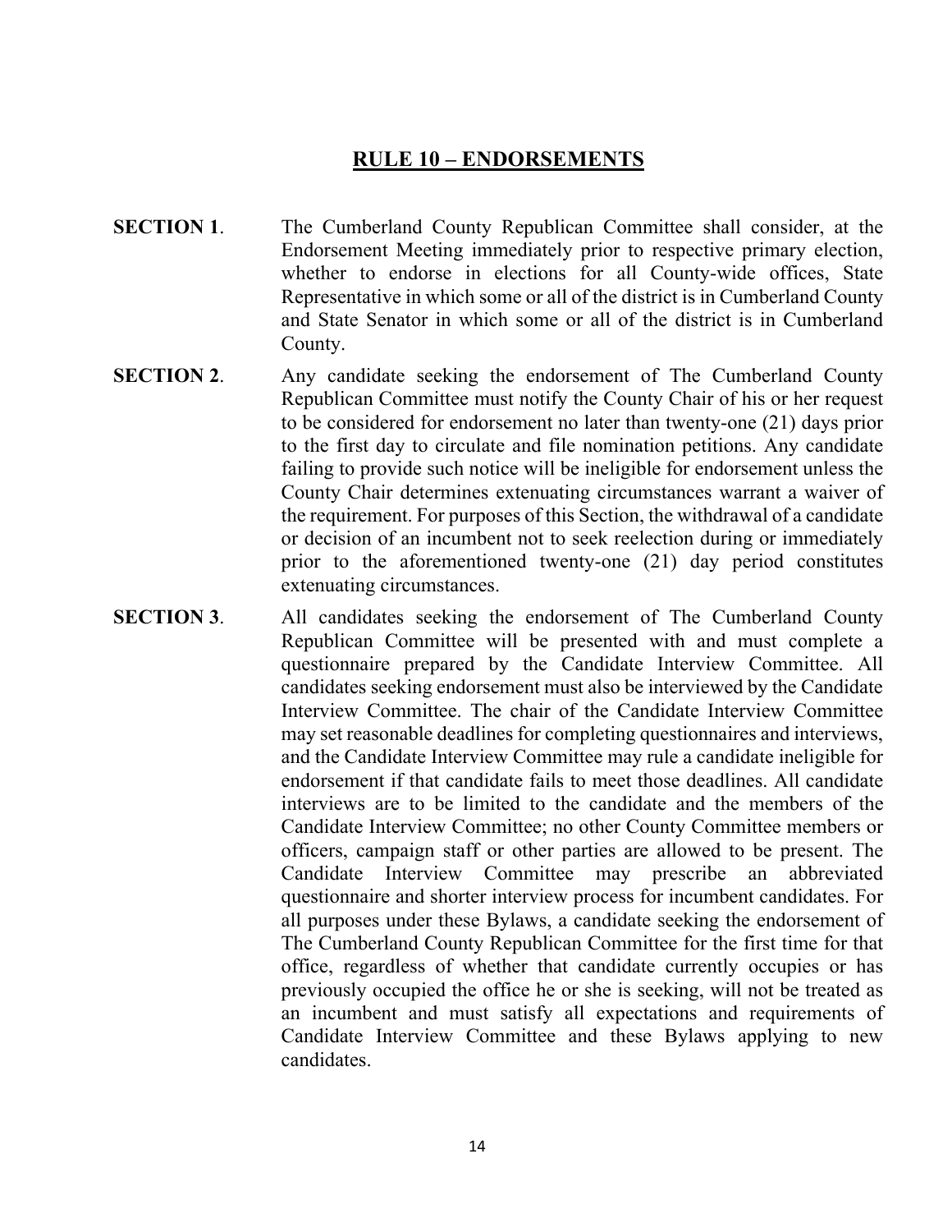## RULE 10 – ENDORSEMENTS

**SECTION 1**. The Cumberland County Republican Committee shall consider, at the Endorsement Meeting immediately prior to respective primary election, whether to endorse in elections for all County-wide offices, State Representative in which some or all of the district is in Cumberland County and State Senator in which some or all of the district is in Cumberland County.

**SECTION 2**. Any candidate seeking the endorsement of The Cumberland County Republican Committee must notify the County Chair of his or her request to be considered for endorsement no later than twenty-one (21) days prior to the first day to circulate and file nomination petitions. Any candidate failing to provide such notice will be ineligible for endorsement unless the County Chair determines extenuating circumstances warrant a waiver of the requirement. For purposes of this Section, the withdrawal of a candidate or decision of an incumbent not to seek reelection during or immediately prior to the aforementioned twenty-one (21) day period constitutes extenuating circumstances.

**SECTION 3**. All candidates seeking the endorsement of The Cumberland County Republican Committee will be presented with and must complete a questionnaire prepared by the Candidate Interview Committee. All candidates seeking endorsement must also be interviewed by the Candidate Interview Committee. The chair of the Candidate Interview Committee may set reasonable deadlines for completing questionnaires and interviews, and the Candidate Interview Committee may rule a candidate ineligible for endorsement if that candidate fails to meet those deadlines. All candidate interviews are to be limited to the candidate and the members of the Candidate Interview Committee; no other County Committee members or officers, campaign staff or other parties are allowed to be present. The Candidate Interview Committee may prescribe an abbreviated questionnaire and shorter interview process for incumbent candidates. For all purposes under these Bylaws, a candidate seeking the endorsement of The Cumberland County Republican Committee for the first time for that office, regardless of whether that candidate currently occupies or has previously occupied the office he or she is seeking, will not be treated as an incumbent and must satisfy all expectations and requirements of Candidate Interview Committee and these Bylaws applying to new candidates.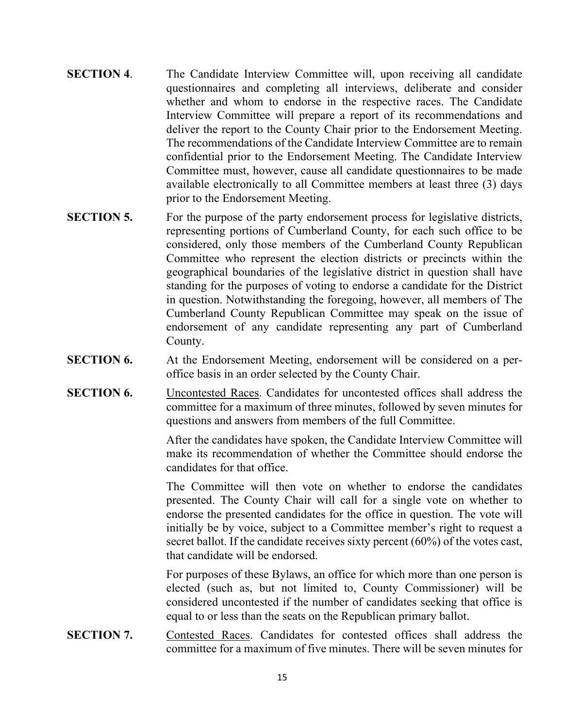**SECTION 4**. The Candidate Interview Committee will, upon receiving all candidate questionnaires and completing all interviews, deliberate and consider whether and whom to endorse in the respective races. The Candidate Interview Committee will prepare a report of its recommendations and deliver the report to the County Chair prior to the Endorsement Meeting. The recommendations of the Candidate Interview Committee are to remain confidential prior to the Endorsement Meeting. The Candidate Interview Committee must, however, cause all candidate questionnaires to be made available electronically to all Committee members at least three (3) days prior to the Endorsement Meeting.

**SECTION 5.** For the purpose of the party endorsement process for legislative districts, representing portions of Cumberland County, for each such office to be considered, only those members of the Cumberland County Republican Committee who represent the election districts or precincts within the geographical boundaries of the legislative district in question shall have standing for the purposes of voting to endorse a candidate for the District in question. Notwithstanding the foregoing, however, all members of The Cumberland County Republican Committee may speak on the issue of endorsement of any candidate representing any part of Cumberland County.

**SECTION 6.** At the Endorsement Meeting, endorsement will be considered on a per-office basis in an order selected by the County Chair.

**SECTION 6.** Uncontested Races. Candidates for uncontested offices shall address the committee for a maximum of three minutes, followed by seven minutes for questions and answers from members of the full Committee.

After the candidates have spoken, the Candidate Interview Committee will make its recommendation of whether the Committee should endorse the candidates for that office.

The Committee will then vote on whether to endorse the candidates presented. The County Chair will call for a single vote on whether to endorse the presented candidates for the office in question. The vote will initially be by voice, subject to a Committee member's right to request a secret ballot. If the candidate receives sixty percent (60%) of the votes cast, that candidate will be endorsed.

For purposes of these Bylaws, an office for which more than one person is elected (such as, but not limited to, County Commissioner) will be considered uncontested if the number of candidates seeking that office is equal to or less than the seats on the Republican primary ballot.

**SECTION 7.** Contested Races. Candidates for contested offices shall address the committee for a maximum of five minutes. There will be seven minutes for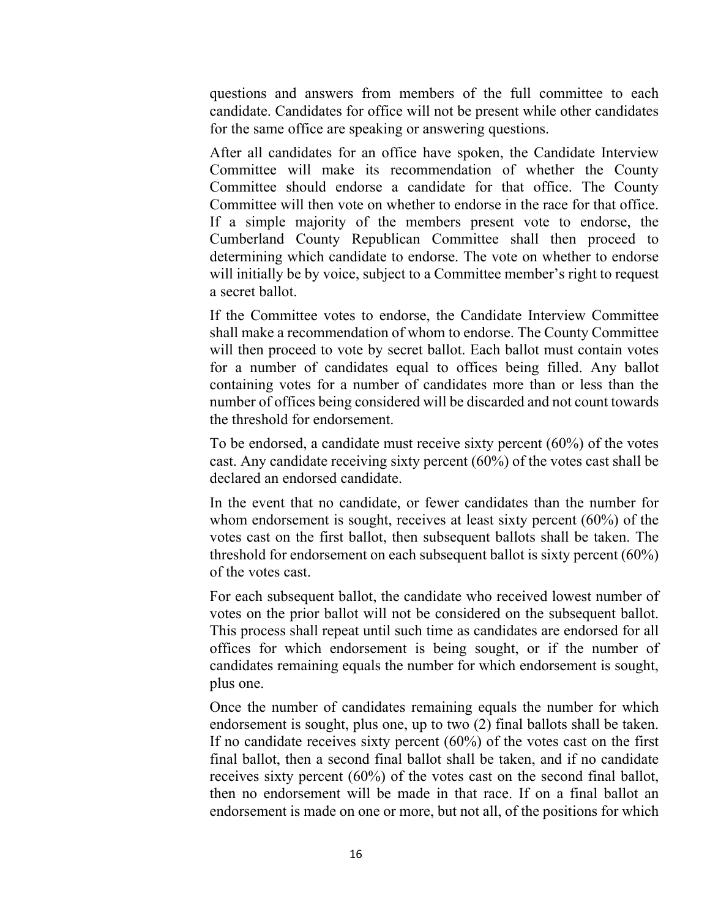questions and answers from members of the full committee to each candidate. Candidates for office will not be present while other candidates for the same office are speaking or answering questions.

After all candidates for an office have spoken, the Candidate Interview Committee will make its recommendation of whether the County Committee should endorse a candidate for that office. The County Committee will then vote on whether to endorse in the race for that office. If a simple majority of the members present vote to endorse, the Cumberland County Republican Committee shall then proceed to determining which candidate to endorse. The vote on whether to endorse will initially be by voice, subject to a Committee member's right to request a secret ballot.

If the Committee votes to endorse, the Candidate Interview Committee shall make a recommendation of whom to endorse. The County Committee will then proceed to vote by secret ballot. Each ballot must contain votes for a number of candidates equal to offices being filled. Any ballot containing votes for a number of candidates more than or less than the number of offices being considered will be discarded and not count towards the threshold for endorsement.

To be endorsed, a candidate must receive sixty percent (60%) of the votes cast. Any candidate receiving sixty percent (60%) of the votes cast shall be declared an endorsed candidate.

In the event that no candidate, or fewer candidates than the number for whom endorsement is sought, receives at least sixty percent (60%) of the votes cast on the first ballot, then subsequent ballots shall be taken. The threshold for endorsement on each subsequent ballot is sixty percent (60%) of the votes cast.

For each subsequent ballot, the candidate who received lowest number of votes on the prior ballot will not be considered on the subsequent ballot. This process shall repeat until such time as candidates are endorsed for all offices for which endorsement is being sought, or if the number of candidates remaining equals the number for which endorsement is sought, plus one.

Once the number of candidates remaining equals the number for which endorsement is sought, plus one, up to two (2) final ballots shall be taken. If no candidate receives sixty percent (60%) of the votes cast on the first final ballot, then a second final ballot shall be taken, and if no candidate receives sixty percent (60%) of the votes cast on the second final ballot, then no endorsement will be made in that race. If on a final ballot an endorsement is made on one or more, but not all, of the positions for which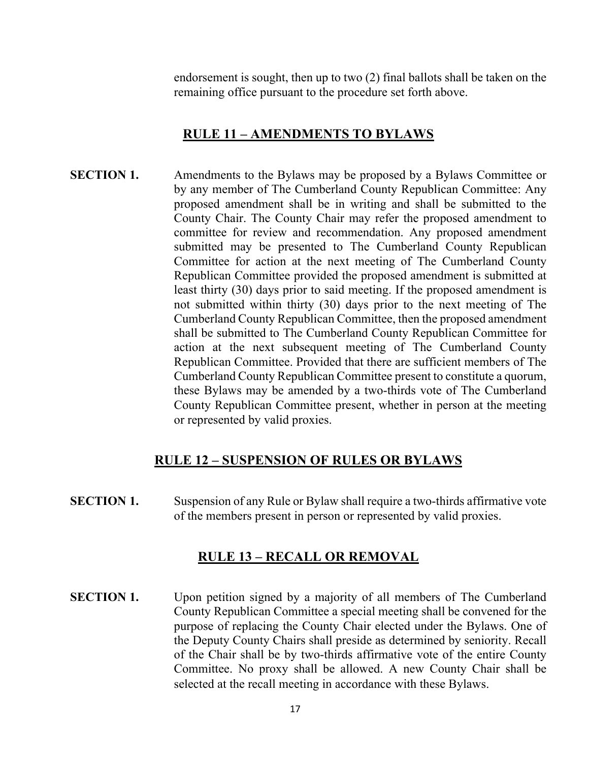endorsement is sought, then up to two (2) final ballots shall be taken on the remaining office pursuant to the procedure set forth above.

## RULE 11 – AMENDMENTS TO BYLAWS

**SECTION 1.** Amendments to the Bylaws may be proposed by a Bylaws Committee or by any member of The Cumberland County Republican Committee: Any proposed amendment shall be in writing and shall be submitted to the County Chair. The County Chair may refer the proposed amendment to committee for review and recommendation. Any proposed amendment submitted may be presented to The Cumberland County Republican Committee for action at the next meeting of The Cumberland County Republican Committee provided the proposed amendment is submitted at least thirty (30) days prior to said meeting. If the proposed amendment is not submitted within thirty (30) days prior to the next meeting of The Cumberland County Republican Committee, then the proposed amendment shall be submitted to The Cumberland County Republican Committee for action at the next subsequent meeting of The Cumberland County Republican Committee. Provided that there are sufficient members of The Cumberland County Republican Committee present to constitute a quorum, these Bylaws may be amended by a two-thirds vote of The Cumberland County Republican Committee present, whether in person at the meeting or represented by valid proxies.

## RULE 12 – SUSPENSION OF RULES OR BYLAWS

**SECTION 1.** Suspension of any Rule or Bylaw shall require a two-thirds affirmative vote of the members present in person or represented by valid proxies.

## RULE 13 – RECALL OR REMOVAL

**SECTION 1.** Upon petition signed by a majority of all members of The Cumberland County Republican Committee a special meeting shall be convened for the purpose of replacing the County Chair elected under the Bylaws. One of the Deputy County Chairs shall preside as determined by seniority. Recall of the Chair shall be by two-thirds affirmative vote of the entire County Committee. No proxy shall be allowed. A new County Chair shall be selected at the recall meeting in accordance with these Bylaws.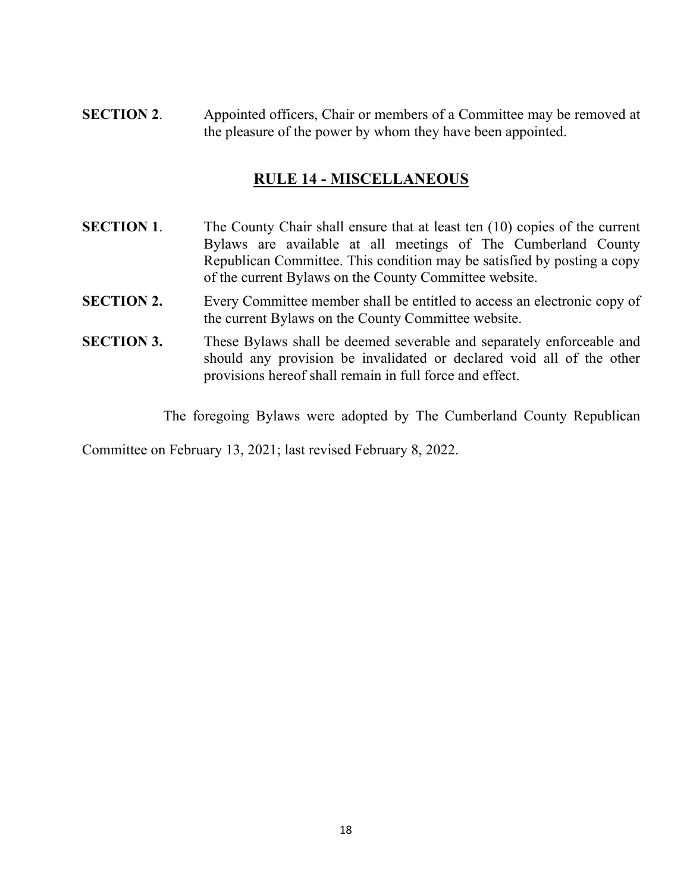**SECTION 2**. Appointed officers, Chair or members of a Committee may be removed at the pleasure of the power by whom they have been appointed.

## RULE 14 - MISCELLANEOUS

**SECTION 1**. The County Chair shall ensure that at least ten (10) copies of the current Bylaws are available at all meetings of The Cumberland County Republican Committee. This condition may be satisfied by posting a copy of the current Bylaws on the County Committee website.

**SECTION 2.** Every Committee member shall be entitled to access an electronic copy of the current Bylaws on the County Committee website.

**SECTION 3.** These Bylaws shall be deemed severable and separately enforceable and should any provision be invalidated or declared void all of the other provisions hereof shall remain in full force and effect.

The foregoing Bylaws were adopted by The Cumberland County Republican Committee on February 13, 2021; last revised February 8, 2022.